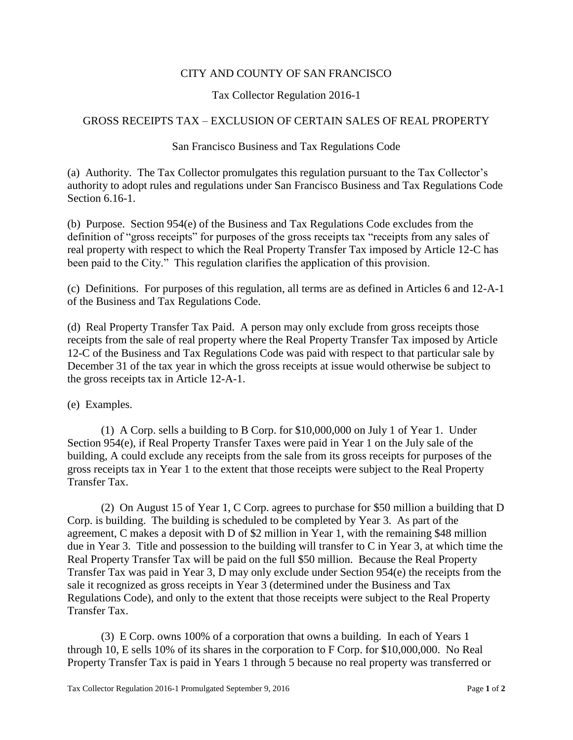# CITY AND COUNTY OF SAN FRANCISCO

## Tax Collector Regulation 2016-1

## GROSS RECEIPTS TAX – EXCLUSION OF CERTAIN SALES OF REAL PROPERTY

San Francisco Business and Tax Regulations Code

(a) Authority. The Tax Collector promulgates this regulation pursuant to the Tax Collector's authority to adopt rules and regulations under San Francisco Business and Tax Regulations Code Section 6.16-1.

(b) Purpose. Section 954(e) of the Business and Tax Regulations Code excludes from the definition of "gross receipts" for purposes of the gross receipts tax "receipts from any sales of real property with respect to which the Real Property Transfer Tax imposed by Article 12-C has been paid to the City." This regulation clarifies the application of this provision.

(c) Definitions. For purposes of this regulation, all terms are as defined in Articles 6 and 12-A-1 of the Business and Tax Regulations Code.

(d) Real Property Transfer Tax Paid. A person may only exclude from gross receipts those receipts from the sale of real property where the Real Property Transfer Tax imposed by Article 12-C of the Business and Tax Regulations Code was paid with respect to that particular sale by December 31 of the tax year in which the gross receipts at issue would otherwise be subject to the gross receipts tax in Article 12-A-1.

(e) Examples.

(1) A Corp. sells a building to B Corp. for $10,000,000 on July 1 of Year 1. Under Section 954(e), if Real Property Transfer Taxes were paid in Year 1 on the July sale of the building, A could exclude any receipts from the sale from its gross receipts for purposes of the gross receipts tax in Year 1 to the extent that those receipts were subject to the Real Property Transfer Tax.

(2) On August 15 of Year 1, C Corp. agrees to purchase for $50 million a building that D Corp. is building. The building is scheduled to be completed by Year 3. As part of the agreement, C makes a deposit with D of $2 million in Year 1, with the remaining $48 million due in Year 3. Title and possession to the building will transfer to C in Year 3, at which time the Real Property Transfer Tax will be paid on the full $50 million. Because the Real Property Transfer Tax was paid in Year 3, D may only exclude under Section 954(e) the receipts from the sale it recognized as gross receipts in Year 3 (determined under the Business and Tax Regulations Code), and only to the extent that those receipts were subject to the Real Property Transfer Tax.

(3) E Corp. owns 100% of a corporation that owns a building. In each of Years 1 through 10, E sells 10% of its shares in the corporation to F Corp. for $10,000,000. No Real Property Transfer Tax is paid in Years 1 through 5 because no real property was transferred or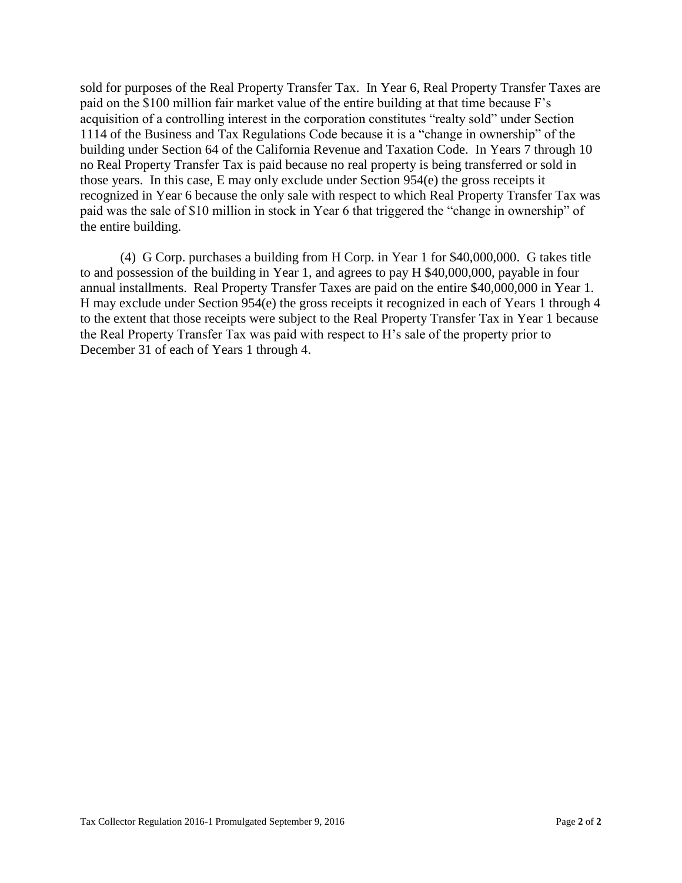sold for purposes of the Real Property Transfer Tax. In Year 6, Real Property Transfer Taxes are paid on the $100 million fair market value of the entire building at that time because F's acquisition of a controlling interest in the corporation constitutes "realty sold" under Section 1114 of the Business and Tax Regulations Code because it is a "change in ownership" of the building under Section 64 of the California Revenue and Taxation Code. In Years 7 through 10 no Real Property Transfer Tax is paid because no real property is being transferred or sold in those years. In this case, E may only exclude under Section 954(e) the gross receipts it recognized in Year 6 because the only sale with respect to which Real Property Transfer Tax was paid was the sale of $10 million in stock in Year 6 that triggered the "change in ownership" of the entire building.

(4) G Corp. purchases a building from H Corp. in Year 1 for $40,000,000. G takes title to and possession of the building in Year 1, and agrees to pay H $40,000,000, payable in four annual installments. Real Property Transfer Taxes are paid on the entire $40,000,000 in Year 1. H may exclude under Section 954(e) the gross receipts it recognized in each of Years 1 through 4 to the extent that those receipts were subject to the Real Property Transfer Tax in Year 1 because the Real Property Transfer Tax was paid with respect to H's sale of the property prior to December 31 of each of Years 1 through 4.